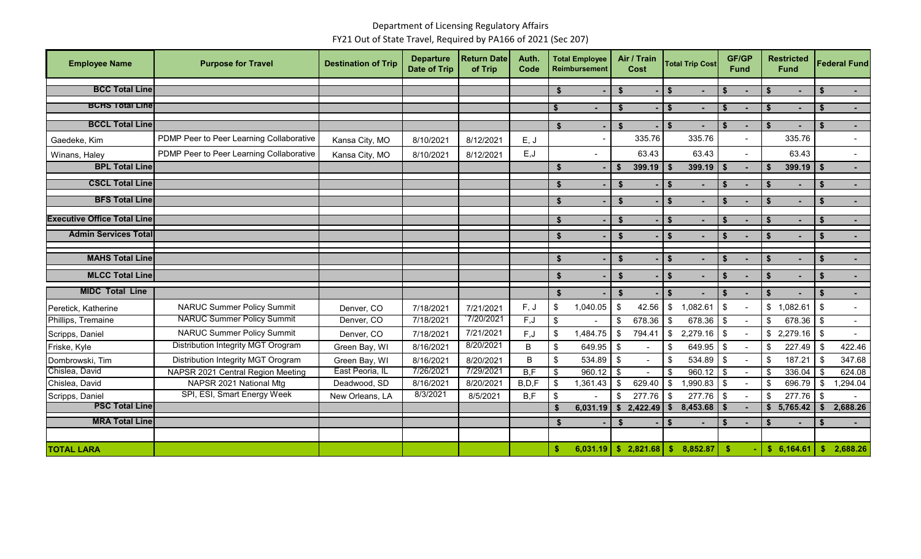Department of Licensing Regulatory Affairs

FY21 Out of State Travel, Required by PA166 of 2021 (Sec 207)

| Employee Name | Purpose for Travel | Destination of Trip | Departure Date of Trip | Return Date of Trip | Auth. Code | Total Employee Reimbursement | Air / Train Cost | Total Trip Cost | GF/GP Fund | Restricted Fund | Federal Fund |
|---|---|---|---|---|---|---|---|---|---|---|---|
| **BCC Total Line** | | | | | | **$ -** | **$ -** | **$ -** | **$ -** | **$ -** | **$ -** |
| **BCHS Total Line** | | | | | | **$ -** | **$ -** | **$ -** | **$ -** | **$ -** | **$ -** |
| **BCCL Total Line** | | | | | | **$ -** | **$ -** | **$ -** | **$ -** | **$ -** | **$ -** |
| Gaedeke, Kim | PDMP Peer to Peer Learning Collaborative | Kansa City, MO | 8/10/2021 | 8/12/2021 | E, J | - | 335.76 | 335.76 | - | 335.76 | - |
| Winans, Haley | PDMP Peer to Peer Learning Collaborative | Kansa City, MO | 8/10/2021 | 8/12/2021 | E,J | - | 63.43 | 63.43 | - | 63.43 | - |
| **BPL Total Line** | | | | | | **$ -** | **$ 399.19** | **$ 399.19** | **$ -** | **$ 399.19** | **$ -** |
| **CSCL Total Line** | | | | | | **$ -** | **$ -** | **$ -** | **$ -** | **$ -** | **$ -** |
| **BFS Total Line** | | | | | | **$ -** | **$ -** | **$ -** | **$ -** | **$ -** | **$ -** |
| **Executive Office Total Line** | | | | | | **$ -** | **$ -** | **$ -** | **$ -** | **$ -** | **$ -** |
| **Admin Services Total** | | | | | | **$ -** | **$ -** | **$ -** | **$ -** | **$ -** | **$ -** |
| **MAHS Total Line** | | | | | | **$ -** | **$ -** | **$ -** | **$ -** | **$ -** | **$ -** |
| **MLCC Total Line** | | | | | | **$ -** | **$ -** | **$ -** | **$ -** | **$ -** | **$ -** |
| **MIDC Total Line** | | | | | | **$ -** | **$ -** | **$ -** | **$ -** | **$ -** | **$ -** |
| Peretick, Katherine | NARUC Summer Policy Summit | Denver, CO | 7/18/2021 | 7/21/2021 | F, J | $ 1,040.05 | $ 42.56 | $ 1,082.61 | $ - | $ 1,082.61 | $ - |
| Phillips, Tremaine | NARUC Summer Policy Summit | Denver, CO | 7/18/2021 | `7/20/2021 | F,J | $ - | $ 678.36 | $ 678.36 | $ - | $ 678.36 | $ - |
| Scripps, Daniel | NARUC Summer Policy Summit | Denver, CO | 7/18/2021 | 7/21/2021 | F,J | $ 1,484.75 | $ 794.41 | $ 2,279.16 | $ - | $ 2,279.16 | $ - |
| Friske, Kyle | Distribution Integrity MGT Orogram | Green Bay, WI | 8/16/2021 | 8/20/2021 | B | $ 649.95 | $ - | $ 649.95 | $ - | $ 227.49 | $ 422.46 |
| Dombrowski, Tim | Distribution Integrity MGT Orogram | Green Bay, WI | 8/16/2021 | 8/20/2021 | B | $ 534.89 | $ - | $ 534.89 | $ - | $ 187.21 | $ 347.68 |
| Chislea, David | NAPSR 2021 Central Region Meeting | East Peoria, IL | 7/26/2021 | 7/29/2021 | B,F | $ 960.12 | $ - | $ 960.12 | $ - | $ 336.04 | $ 624.08 |
| Chislea, David | NAPSR 2021 National Mtg | Deadwood, SD | 8/16/2021 | 8/20/2021 | B,D,F | $ 1,361.43 | $ 629.40 | $ 1,990.83 | $ - | $ 696.79 | $ 1,294.04 |
| Scripps, Daniel | SPI, ESI, Smart Energy Week | New Orleans, LA | 8/3/2021 | 8/5/2021 | B,F | $ - | $ 277.76 | $ 277.76 | $ - | $ 277.76 | $ - |
| **PSC Total Line** | | | | | | **$ 6,031.19** | **$ 2,422.49** | **$ 8,453.68** | **$ -** | **$ 5,765.42** | **$ 2,688.26** |
| **MRA Total Line** | | | | | | **$ -** | **$ -** | **$ -** | **$ -** | **$ -** | **$ -** |
| **TOTAL LARA** | | | | | | **$ 6,031.19** | **$ 2,821.68** | **$ 8,852.87** | **$ -** | **$ 6,164.61** | **$ 2,688.26** |